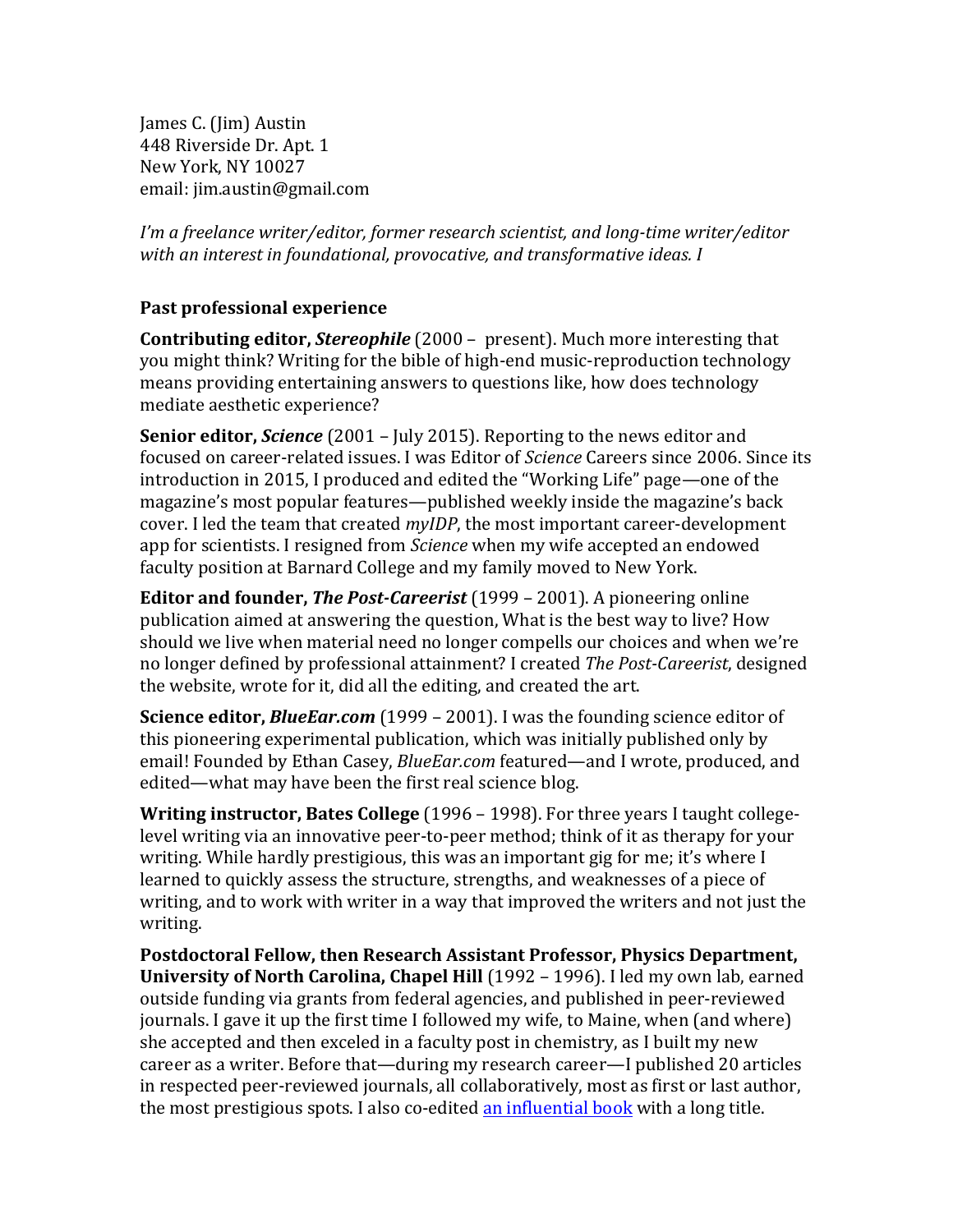James C. (Jim) Austin
448 Riverside Dr. Apt. 1
New York, NY 10027
email: jim.austin@gmail.com

*I'm a freelance writer/editor, former research scientist, and long-time writer/editor with an interest in foundational, provocative, and transformative ideas. I*

## Past professional experience

**Contributing editor, *Stereophile*** (2000 – present). Much more interesting that you might think? Writing for the bible of high-end music-reproduction technology means providing entertaining answers to questions like, how does technology mediate aesthetic experience?

**Senior editor, *Science*** (2001 – July 2015). Reporting to the news editor and focused on career-related issues. I was Editor of *Science* Careers since 2006. Since its introduction in 2015, I produced and edited the "Working Life" page—one of the magazine's most popular features—published weekly inside the magazine's back cover. I led the team that created *myIDP*, the most important career-development app for scientists. I resigned from *Science* when my wife accepted an endowed faculty position at Barnard College and my family moved to New York.

**Editor and founder, *The Post-Careerist*** (1999 – 2001). A pioneering online publication aimed at answering the question, What is the best way to live? How should we live when material need no longer compells our choices and when we're no longer defined by professional attainment? I created *The Post-Careerist*, designed the website, wrote for it, did all the editing, and created the art.

**Science editor, *BlueEar.com*** (1999 – 2001). I was the founding science editor of this pioneering experimental publication, which was initially published only by email! Founded by Ethan Casey, *BlueEar.com* featured—and I wrote, produced, and edited—what may have been the first real science blog.

**Writing instructor, Bates College** (1996 – 1998). For three years I taught college-level writing via an innovative peer-to-peer method; think of it as therapy for your writing. While hardly prestigious, this was an important gig for me; it's where I learned to quickly assess the structure, strengths, and weaknesses of a piece of writing, and to work with writer in a way that improved the writers and not just the writing.

**Postdoctoral Fellow, then Research Assistant Professor, Physics Department, University of North Carolina, Chapel Hill** (1992 – 1996). I led my own lab, earned outside funding via grants from federal agencies, and published in peer-reviewed journals. I gave it up the first time I followed my wife, to Maine, when (and where) she accepted and then exceled in a faculty post in chemistry, as I built my new career as a writer. Before that—during my research career—I published 20 articles in respected peer-reviewed journals, all collaboratively, most as first or last author, the most prestigious spots. I also co-edited an influential book with a long title.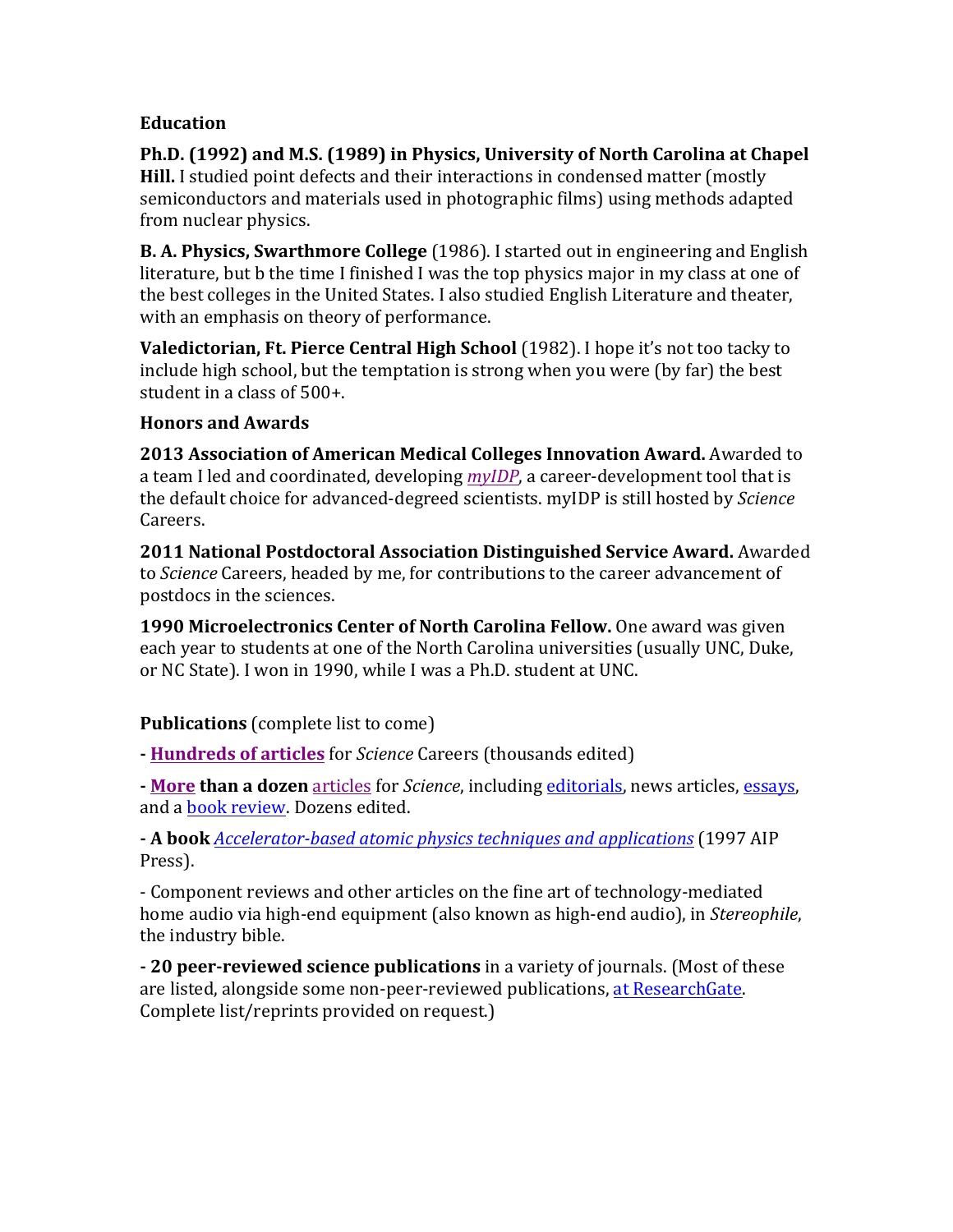**Education**

**Ph.D. (1992) and M.S. (1989) in Physics, University of North Carolina at Chapel Hill.** I studied point defects and their interactions in condensed matter (mostly semiconductors and materials used in photographic films) using methods adapted from nuclear physics.

**B. A. Physics, Swarthmore College** (1986). I started out in engineering and English literature, but b the time I finished I was the top physics major in my class at one of the best colleges in the United States. I also studied English Literature and theater, with an emphasis on theory of performance.

**Valedictorian, Ft. Pierce Central High School** (1982). I hope it's not too tacky to include high school, but the temptation is strong when you were (by far) the best student in a class of 500+.

**Honors and Awards**

**2013 Association of American Medical Colleges Innovation Award.** Awarded to a team I led and coordinated, developing *myIDP*, a career-development tool that is the default choice for advanced-degreed scientists. myIDP is still hosted by *Science* Careers.

**2011 National Postdoctoral Association Distinguished Service Award.** Awarded to *Science* Careers, headed by me, for contributions to the career advancement of postdocs in the sciences.

**1990 Microelectronics Center of North Carolina Fellow.** One award was given each year to students at one of the North Carolina universities (usually UNC, Duke, or NC State). I won in 1990, while I was a Ph.D. student at UNC.

**Publications** (complete list to come)

**- Hundreds of articles** for *Science* Careers (thousands edited)

**- More than a dozen** articles for *Science*, including editorials, news articles, essays, and a book review. Dozens edited.

**- A book** *Accelerator-based atomic physics techniques and applications* (1997 AIP Press).

- Component reviews and other articles on the fine art of technology-mediated home audio via high-end equipment (also known as high-end audio), in *Stereophile*, the industry bible.

**- 20 peer-reviewed science publications** in a variety of journals. (Most of these are listed, alongside some non-peer-reviewed publications, at ResearchGate. Complete list/reprints provided on request.)